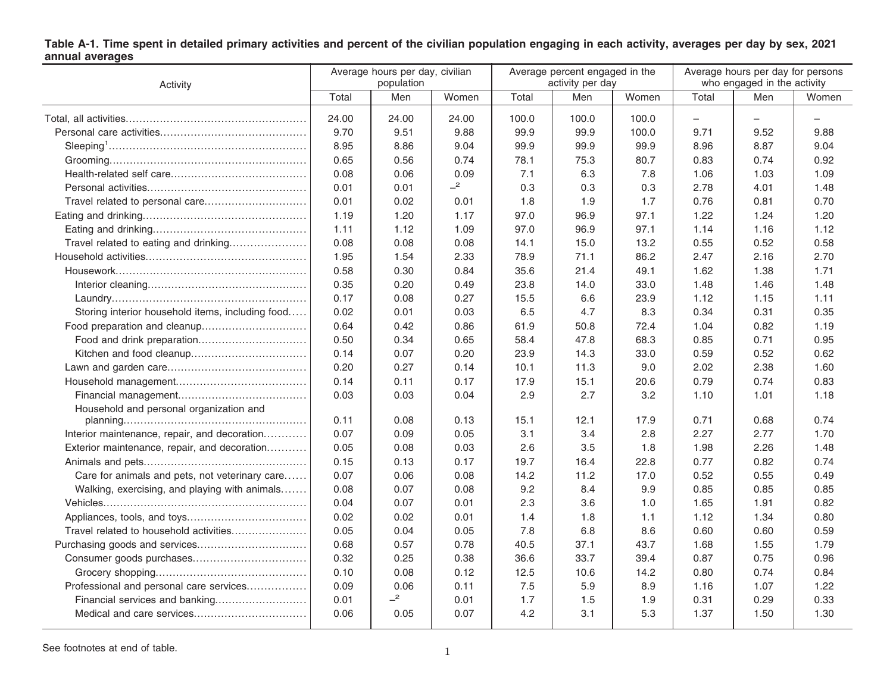**Table A-1. Time spent in detailed primary activities and percent of the civilian population engaging in each activity, averages per day by sex, 2021 annual averages**

| Activity | Average hours per day, civilian population | | | Average percent engaged in the activity per day | | | Average hours per day for persons who engaged in the activity | | |
|---|---|---|---|---|---|---|---|---|---|
| | Total | Men | Women | Total | Men | Women | Total | Men | Women |
| Total, all activities | 24.00 | 24.00 | 24.00 | 100.0 | 100.0 | 100.0 | – | – | – |
| Personal care activities | 9.70 | 9.51 | 9.88 | 99.9 | 99.9 | 100.0 | 9.71 | 9.52 | 9.88 |
| Sleeping[1] | 8.95 | 8.86 | 9.04 | 99.9 | 99.9 | 99.9 | 8.96 | 8.87 | 9.04 |
| Grooming | 0.65 | 0.56 | 0.74 | 78.1 | 75.3 | 80.7 | 0.83 | 0.74 | 0.92 |
| Health-related self care | 0.08 | 0.06 | 0.09 | 7.1 | 6.3 | 7.8 | 1.06 | 1.03 | 1.09 |
| Personal activities | 0.01 | 0.01 | –[2] | 0.3 | 0.3 | 0.3 | 2.78 | 4.01 | 1.48 |
| Travel related to personal care | 0.01 | 0.02 | 0.01 | 1.8 | 1.9 | 1.7 | 0.76 | 0.81 | 0.70 |
| Eating and drinking | 1.19 | 1.20 | 1.17 | 97.0 | 96.9 | 97.1 | 1.22 | 1.24 | 1.20 |
| Eating and drinking | 1.11 | 1.12 | 1.09 | 97.0 | 96.9 | 97.1 | 1.14 | 1.16 | 1.12 |
| Travel related to eating and drinking | 0.08 | 0.08 | 0.08 | 14.1 | 15.0 | 13.2 | 0.55 | 0.52 | 0.58 |
| Household activities | 1.95 | 1.54 | 2.33 | 78.9 | 71.1 | 86.2 | 2.47 | 2.16 | 2.70 |
| Housework | 0.58 | 0.30 | 0.84 | 35.6 | 21.4 | 49.1 | 1.62 | 1.38 | 1.71 |
| Interior cleaning | 0.35 | 0.20 | 0.49 | 23.8 | 14.0 | 33.0 | 1.48 | 1.46 | 1.48 |
| Laundry | 0.17 | 0.08 | 0.27 | 15.5 | 6.6 | 23.9 | 1.12 | 1.15 | 1.11 |
| Storing interior household items, including food | 0.02 | 0.01 | 0.03 | 6.5 | 4.7 | 8.3 | 0.34 | 0.31 | 0.35 |
| Food preparation and cleanup | 0.64 | 0.42 | 0.86 | 61.9 | 50.8 | 72.4 | 1.04 | 0.82 | 1.19 |
| Food and drink preparation | 0.50 | 0.34 | 0.65 | 58.4 | 47.8 | 68.3 | 0.85 | 0.71 | 0.95 |
| Kitchen and food cleanup | 0.14 | 0.07 | 0.20 | 23.9 | 14.3 | 33.0 | 0.59 | 0.52 | 0.62 |
| Lawn and garden care | 0.20 | 0.27 | 0.14 | 10.1 | 11.3 | 9.0 | 2.02 | 2.38 | 1.60 |
| Household management | 0.14 | 0.11 | 0.17 | 17.9 | 15.1 | 20.6 | 0.79 | 0.74 | 0.83 |
| Financial management | 0.03 | 0.03 | 0.04 | 2.9 | 2.7 | 3.2 | 1.10 | 1.01 | 1.18 |
| Household and personal organization and planning | 0.11 | 0.08 | 0.13 | 15.1 | 12.1 | 17.9 | 0.71 | 0.68 | 0.74 |
| Interior maintenance, repair, and decoration | 0.07 | 0.09 | 0.05 | 3.1 | 3.4 | 2.8 | 2.27 | 2.77 | 1.70 |
| Exterior maintenance, repair, and decoration | 0.05 | 0.08 | 0.03 | 2.6 | 3.5 | 1.8 | 1.98 | 2.26 | 1.48 |
| Animals and pets | 0.15 | 0.13 | 0.17 | 19.7 | 16.4 | 22.8 | 0.77 | 0.82 | 0.74 |
| Care for animals and pets, not veterinary care | 0.07 | 0.06 | 0.08 | 14.2 | 11.2 | 17.0 | 0.52 | 0.55 | 0.49 |
| Walking, exercising, and playing with animals | 0.08 | 0.07 | 0.08 | 9.2 | 8.4 | 9.9 | 0.85 | 0.85 | 0.85 |
| Vehicles | 0.04 | 0.07 | 0.01 | 2.3 | 3.6 | 1.0 | 1.65 | 1.91 | 0.82 |
| Appliances, tools, and toys | 0.02 | 0.02 | 0.01 | 1.4 | 1.8 | 1.1 | 1.12 | 1.34 | 0.80 |
| Travel related to household activities | 0.05 | 0.04 | 0.05 | 7.8 | 6.8 | 8.6 | 0.60 | 0.60 | 0.59 |
| Purchasing goods and services | 0.68 | 0.57 | 0.78 | 40.5 | 37.1 | 43.7 | 1.68 | 1.55 | 1.79 |
| Consumer goods purchases | 0.32 | 0.25 | 0.38 | 36.6 | 33.7 | 39.4 | 0.87 | 0.75 | 0.96 |
| Grocery shopping | 0.10 | 0.08 | 0.12 | 12.5 | 10.6 | 14.2 | 0.80 | 0.74 | 0.84 |
| Professional and personal care services | 0.09 | 0.06 | 0.11 | 7.5 | 5.9 | 8.9 | 1.16 | 1.07 | 1.22 |
| Financial services and banking | 0.01 | –[2] | 0.01 | 1.7 | 1.5 | 1.9 | 0.31 | 0.29 | 0.33 |
| Medical and care services | 0.06 | 0.05 | 0.07 | 4.2 | 3.1 | 5.3 | 1.37 | 1.50 | 1.30 |

See footnotes at end of table.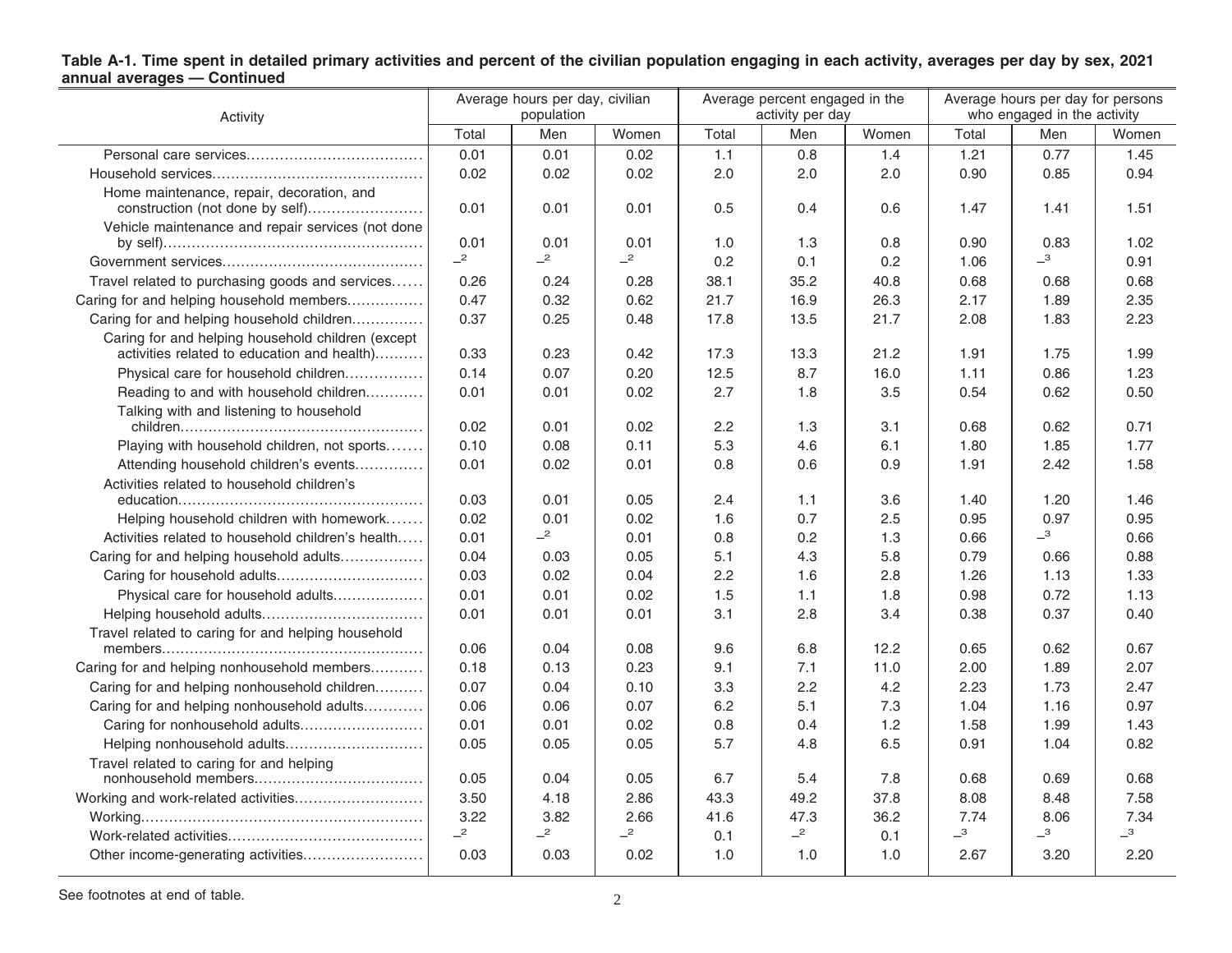**Table A-1. Time spent in detailed primary activities and percent of the civilian population engaging in each activity, averages per day by sex, 2021 annual averages — Continued**

| Activity | Average hours per day, civilian population | | | Average percent engaged in the activity per day | | | Average hours per day for persons who engaged in the activity | | |
|---|---|---|---|---|---|---|---|---|---|
| | Total | Men | Women | Total | Men | Women | Total | Men | Women |
| Personal care services | 0.01 | 0.01 | 0.02 | 1.1 | 0.8 | 1.4 | 1.21 | 0.77 | 1.45 |
| Household services | 0.02 | 0.02 | 0.02 | 2.0 | 2.0 | 2.0 | 0.90 | 0.85 | 0.94 |
| Home maintenance, repair, decoration, and construction (not done by self) | 0.01 | 0.01 | 0.01 | 0.5 | 0.4 | 0.6 | 1.47 | 1.41 | 1.51 |
| Vehicle maintenance and repair services (not done by self) | 0.01 | 0.01 | 0.01 | 1.0 | 1.3 | 0.8 | 0.90 | 0.83 | 1.02 |
| Government services | –[2] | –[2] | –[2] | 0.2 | 0.1 | 0.2 | 1.06 | –[3] | 0.91 |
| Travel related to purchasing goods and services | 0.26 | 0.24 | 0.28 | 38.1 | 35.2 | 40.8 | 0.68 | 0.68 | 0.68 |
| Caring for and helping household members | 0.47 | 0.32 | 0.62 | 21.7 | 16.9 | 26.3 | 2.17 | 1.89 | 2.35 |
| Caring for and helping household children | 0.37 | 0.25 | 0.48 | 17.8 | 13.5 | 21.7 | 2.08 | 1.83 | 2.23 |
| Caring for and helping household children (except activities related to education and health) | 0.33 | 0.23 | 0.42 | 17.3 | 13.3 | 21.2 | 1.91 | 1.75 | 1.99 |
| Physical care for household children | 0.14 | 0.07 | 0.20 | 12.5 | 8.7 | 16.0 | 1.11 | 0.86 | 1.23 |
| Reading to and with household children | 0.01 | 0.01 | 0.02 | 2.7 | 1.8 | 3.5 | 0.54 | 0.62 | 0.50 |
| Talking with and listening to household children | 0.02 | 0.01 | 0.02 | 2.2 | 1.3 | 3.1 | 0.68 | 0.62 | 0.71 |
| Playing with household children, not sports | 0.10 | 0.08 | 0.11 | 5.3 | 4.6 | 6.1 | 1.80 | 1.85 | 1.77 |
| Attending household children's events | 0.01 | 0.02 | 0.01 | 0.8 | 0.6 | 0.9 | 1.91 | 2.42 | 1.58 |
| Activities related to household children's education | 0.03 | 0.01 | 0.05 | 2.4 | 1.1 | 3.6 | 1.40 | 1.20 | 1.46 |
| Helping household children with homework | 0.02 | 0.01 | 0.02 | 1.6 | 0.7 | 2.5 | 0.95 | 0.97 | 0.95 |
| Activities related to household children's health | 0.01 | –[2] | 0.01 | 0.8 | 0.2 | 1.3 | 0.66 | –[3] | 0.66 |
| Caring for and helping household adults | 0.04 | 0.03 | 0.05 | 5.1 | 4.3 | 5.8 | 0.79 | 0.66 | 0.88 |
| Caring for household adults | 0.03 | 0.02 | 0.04 | 2.2 | 1.6 | 2.8 | 1.26 | 1.13 | 1.33 |
| Physical care for household adults | 0.01 | 0.01 | 0.02 | 1.5 | 1.1 | 1.8 | 0.98 | 0.72 | 1.13 |
| Helping household adults | 0.01 | 0.01 | 0.01 | 3.1 | 2.8 | 3.4 | 0.38 | 0.37 | 0.40 |
| Travel related to caring for and helping household members | 0.06 | 0.04 | 0.08 | 9.6 | 6.8 | 12.2 | 0.65 | 0.62 | 0.67 |
| Caring for and helping nonhousehold members | 0.18 | 0.13 | 0.23 | 9.1 | 7.1 | 11.0 | 2.00 | 1.89 | 2.07 |
| Caring for and helping nonhousehold children | 0.07 | 0.04 | 0.10 | 3.3 | 2.2 | 4.2 | 2.23 | 1.73 | 2.47 |
| Caring for and helping nonhousehold adults | 0.06 | 0.06 | 0.07 | 6.2 | 5.1 | 7.3 | 1.04 | 1.16 | 0.97 |
| Caring for nonhousehold adults | 0.01 | 0.01 | 0.02 | 0.8 | 0.4 | 1.2 | 1.58 | 1.99 | 1.43 |
| Helping nonhousehold adults | 0.05 | 0.05 | 0.05 | 5.7 | 4.8 | 6.5 | 0.91 | 1.04 | 0.82 |
| Travel related to caring for and helping nonhousehold members | 0.05 | 0.04 | 0.05 | 6.7 | 5.4 | 7.8 | 0.68 | 0.69 | 0.68 |
| Working and work-related activities | 3.50 | 4.18 | 2.86 | 43.3 | 49.2 | 37.8 | 8.08 | 8.48 | 7.58 |
| Working | 3.22 | 3.82 | 2.66 | 41.6 | 47.3 | 36.2 | 7.74 | 8.06 | 7.34 |
| Work-related activities | –[2] | –[2] | –[2] | 0.1 | –[2] | 0.1 | –[3] | –[3] | –[3] |
| Other income-generating activities | 0.03 | 0.03 | 0.02 | 1.0 | 1.0 | 1.0 | 2.67 | 3.20 | 2.20 |

See footnotes at end of table.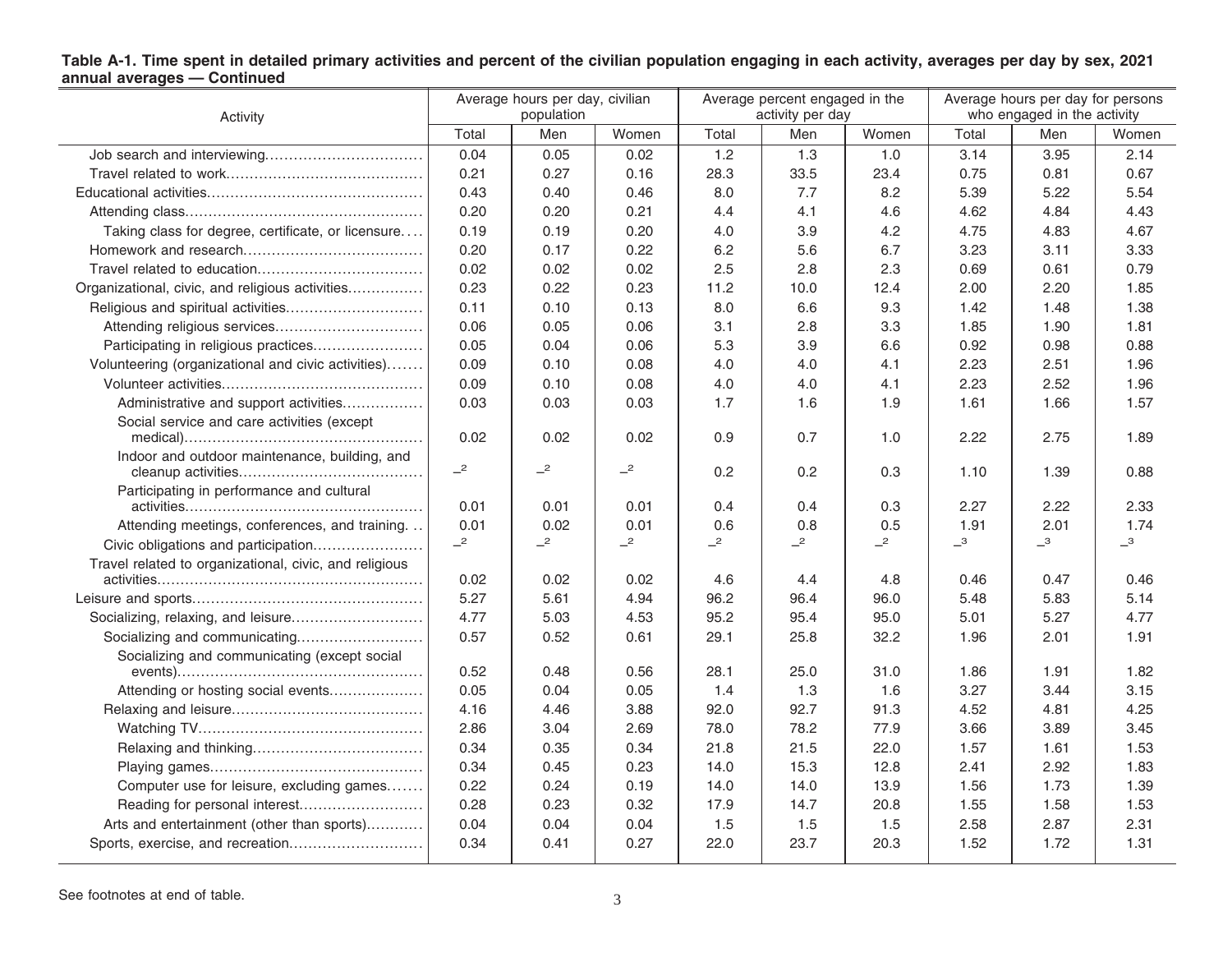**Table A-1. Time spent in detailed primary activities and percent of the civilian population engaging in each activity, averages per day by sex, 2021 annual averages — Continued**

| Activity | Average hours per day, civilian population | | | Average percent engaged in the activity per day | | | Average hours per day for persons who engaged in the activity | | |
|---|---|---|---|---|---|---|---|---|---|
| | Total | Men | Women | Total | Men | Women | Total | Men | Women |
| Job search and interviewing | 0.04 | 0.05 | 0.02 | 1.2 | 1.3 | 1.0 | 3.14 | 3.95 | 2.14 |
| Travel related to work | 0.21 | 0.27 | 0.16 | 28.3 | 33.5 | 23.4 | 0.75 | 0.81 | 0.67 |
| Educational activities | 0.43 | 0.40 | 0.46 | 8.0 | 7.7 | 8.2 | 5.39 | 5.22 | 5.54 |
| Attending class | 0.20 | 0.20 | 0.21 | 4.4 | 4.1 | 4.6 | 4.62 | 4.84 | 4.43 |
| Taking class for degree, certificate, or licensure | 0.19 | 0.19 | 0.20 | 4.0 | 3.9 | 4.2 | 4.75 | 4.83 | 4.67 |
| Homework and research | 0.20 | 0.17 | 0.22 | 6.2 | 5.6 | 6.7 | 3.23 | 3.11 | 3.33 |
| Travel related to education | 0.02 | 0.02 | 0.02 | 2.5 | 2.8 | 2.3 | 0.69 | 0.61 | 0.79 |
| Organizational, civic, and religious activities | 0.23 | 0.22 | 0.23 | 11.2 | 10.0 | 12.4 | 2.00 | 2.20 | 1.85 |
| Religious and spiritual activities | 0.11 | 0.10 | 0.13 | 8.0 | 6.6 | 9.3 | 1.42 | 1.48 | 1.38 |
| Attending religious services | 0.06 | 0.05 | 0.06 | 3.1 | 2.8 | 3.3 | 1.85 | 1.90 | 1.81 |
| Participating in religious practices | 0.05 | 0.04 | 0.06 | 5.3 | 3.9 | 6.6 | 0.92 | 0.98 | 0.88 |
| Volunteering (organizational and civic activities) | 0.09 | 0.10 | 0.08 | 4.0 | 4.0 | 4.1 | 2.23 | 2.51 | 1.96 |
| Volunteer activities | 0.09 | 0.10 | 0.08 | 4.0 | 4.0 | 4.1 | 2.23 | 2.52 | 1.96 |
| Administrative and support activities | 0.03 | 0.03 | 0.03 | 1.7 | 1.6 | 1.9 | 1.61 | 1.66 | 1.57 |
| Social service and care activities (except medical) | 0.02 | 0.02 | 0.02 | 0.9 | 0.7 | 1.0 | 2.22 | 2.75 | 1.89 |
| Indoor and outdoor maintenance, building, and cleanup activities | –[2] | –[2] | –[2] | 0.2 | 0.2 | 0.3 | 1.10 | 1.39 | 0.88 |
| Participating in performance and cultural activities | 0.01 | 0.01 | 0.01 | 0.4 | 0.4 | 0.3 | 2.27 | 2.22 | 2.33 |
| Attending meetings, conferences, and training | 0.01 | 0.02 | 0.01 | 0.6 | 0.8 | 0.5 | 1.91 | 2.01 | 1.74 |
| Civic obligations and participation | –[2] | –[2] | –[2] | –[2] | –[2] | –[2] | –[3] | –[3] | –[3] |
| Travel related to organizational, civic, and religious activities | 0.02 | 0.02 | 0.02 | 4.6 | 4.4 | 4.8 | 0.46 | 0.47 | 0.46 |
| Leisure and sports | 5.27 | 5.61 | 4.94 | 96.2 | 96.4 | 96.0 | 5.48 | 5.83 | 5.14 |
| Socializing, relaxing, and leisure | 4.77 | 5.03 | 4.53 | 95.2 | 95.4 | 95.0 | 5.01 | 5.27 | 4.77 |
| Socializing and communicating | 0.57 | 0.52 | 0.61 | 29.1 | 25.8 | 32.2 | 1.96 | 2.01 | 1.91 |
| Socializing and communicating (except social events) | 0.52 | 0.48 | 0.56 | 28.1 | 25.0 | 31.0 | 1.86 | 1.91 | 1.82 |
| Attending or hosting social events | 0.05 | 0.04 | 0.05 | 1.4 | 1.3 | 1.6 | 3.27 | 3.44 | 3.15 |
| Relaxing and leisure | 4.16 | 4.46 | 3.88 | 92.0 | 92.7 | 91.3 | 4.52 | 4.81 | 4.25 |
| Watching TV | 2.86 | 3.04 | 2.69 | 78.0 | 78.2 | 77.9 | 3.66 | 3.89 | 3.45 |
| Relaxing and thinking | 0.34 | 0.35 | 0.34 | 21.8 | 21.5 | 22.0 | 1.57 | 1.61 | 1.53 |
| Playing games | 0.34 | 0.45 | 0.23 | 14.0 | 15.3 | 12.8 | 2.41 | 2.92 | 1.83 |
| Computer use for leisure, excluding games | 0.22 | 0.24 | 0.19 | 14.0 | 14.0 | 13.9 | 1.56 | 1.73 | 1.39 |
| Reading for personal interest | 0.28 | 0.23 | 0.32 | 17.9 | 14.7 | 20.8 | 1.55 | 1.58 | 1.53 |
| Arts and entertainment (other than sports) | 0.04 | 0.04 | 0.04 | 1.5 | 1.5 | 1.5 | 2.58 | 2.87 | 2.31 |
| Sports, exercise, and recreation | 0.34 | 0.41 | 0.27 | 22.0 | 23.7 | 20.3 | 1.52 | 1.72 | 1.31 |

See footnotes at end of table.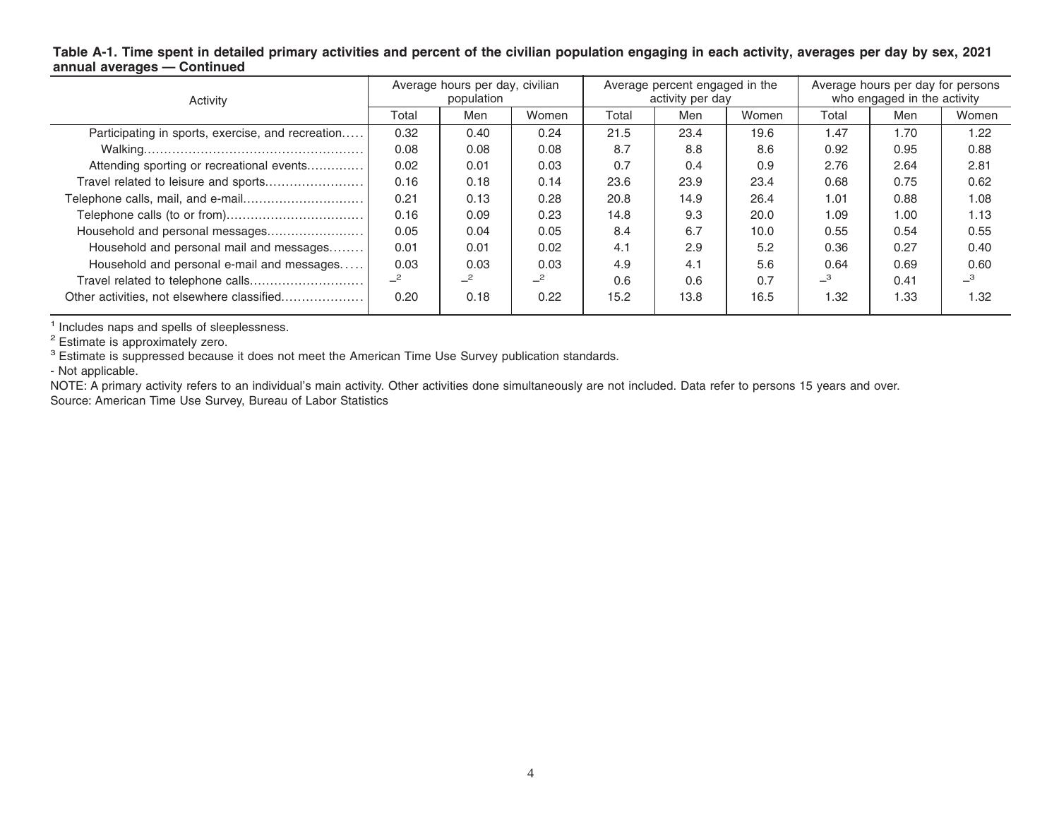**Table A-1. Time spent in detailed primary activities and percent of the civilian population engaging in each activity, averages per day by sex, 2021 annual averages — Continued**

| Activity | Average hours per day, civilian population | | | Average percent engaged in the activity per day | | | Average hours per day for persons who engaged in the activity | | |
|---|---|---|---|---|---|---|---|---|---|
| | Total | Men | Women | Total | Men | Women | Total | Men | Women |
| Participating in sports, exercise, and recreation | 0.32 | 0.40 | 0.24 | 21.5 | 23.4 | 19.6 | 1.47 | 1.70 | 1.22 |
| Walking | 0.08 | 0.08 | 0.08 | 8.7 | 8.8 | 8.6 | 0.92 | 0.95 | 0.88 |
| Attending sporting or recreational events | 0.02 | 0.01 | 0.03 | 0.7 | 0.4 | 0.9 | 2.76 | 2.64 | 2.81 |
| Travel related to leisure and sports | 0.16 | 0.18 | 0.14 | 23.6 | 23.9 | 23.4 | 0.68 | 0.75 | 0.62 |
| Telephone calls, mail, and e-mail | 0.21 | 0.13 | 0.28 | 20.8 | 14.9 | 26.4 | 1.01 | 0.88 | 1.08 |
| Telephone calls (to or from) | 0.16 | 0.09 | 0.23 | 14.8 | 9.3 | 20.0 | 1.09 | 1.00 | 1.13 |
| Household and personal messages | 0.05 | 0.04 | 0.05 | 8.4 | 6.7 | 10.0 | 0.55 | 0.54 | 0.55 |
| Household and personal mail and messages | 0.01 | 0.01 | 0.02 | 4.1 | 2.9 | 5.2 | 0.36 | 0.27 | 0.40 |
| Household and personal e-mail and messages | 0.03 | 0.03 | 0.03 | 4.9 | 4.1 | 5.6 | 0.64 | 0.69 | 0.60 |
| Travel related to telephone calls | –[2] | –[2] | –[2] | 0.6 | 0.6 | 0.7 | –[3] | 0.41 | –[3] |
| Other activities, not elsewhere classified | 0.20 | 0.18 | 0.22 | 15.2 | 13.8 | 16.5 | 1.32 | 1.33 | 1.32 |

[1] Includes naps and spells of sleeplessness.

[2] Estimate is approximately zero.

[3] Estimate is suppressed because it does not meet the American Time Use Survey publication standards.

- Not applicable.

NOTE: A primary activity refers to an individual's main activity. Other activities done simultaneously are not included. Data refer to persons 15 years and over.

Source: American Time Use Survey, Bureau of Labor Statistics